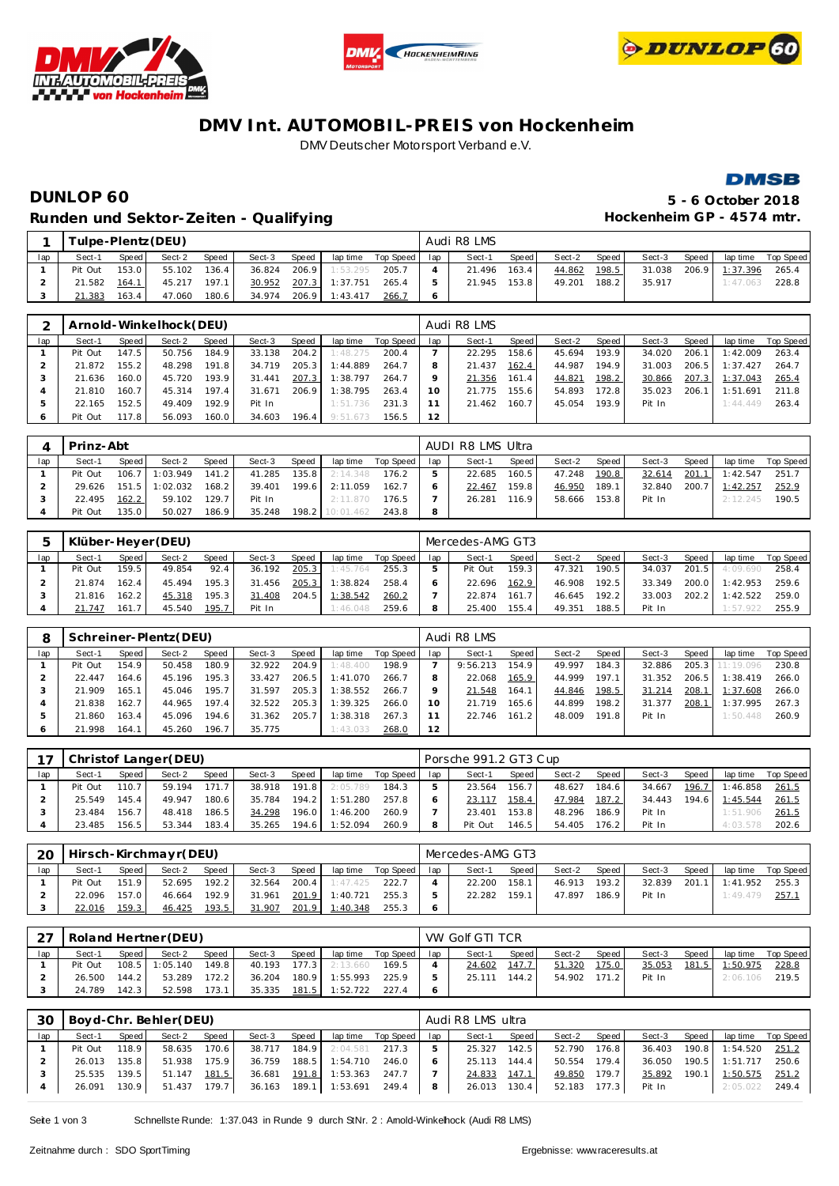# DMV Int. AUTOMOBIL-PREIS von Hockenheim

DMV Deutscher Motorsport Verband e.V.

## DUNLOP 60

**5 - 6 October 2018**

### Runden und Sektor-Zeiten - Qualifying

**Hockenheim GP - 4574 mtr.**

| 1 | Tulpe-Plentz(DEU) | | | | | | | | Audi R8 LMS | | | | | | | | |
|---|---|---|---|---|---|---|---|---|---|---|---|---|---|---|---|---|---|
| lap | Sect-1 | Speed | Sect-2 | Speed | Sect-3 | Speed | lap time | Top Speed | lap | Sect-1 | Speed | Sect-2 | Speed | Sect-3 | Speed | lap time | Top Speed |
| 1 | Pit Out | 153.0 | 55.102 | 136.4 | 36.824 | 206.9 | 1:53.295 | 205.7 | 4 | 21.496 | 163.4 | 44.862 | 198.5 | 31.038 | 206.9 | 1:37.396 | 265.4 |
| 2 | 21.582 | 164.1 | 45.217 | 197.1 | 30.952 | 207.3 | 1:37.751 | 265.4 | 5 | 21.945 | 153.8 | 49.201 | 188.2 | 35.917 | | 1:47.063 | 228.8 |
| 3 | 21.383 | 163.4 | 47.060 | 180.6 | 34.974 | 206.9 | 1:43.417 | 266.7 | 6 | | | | | | | | |

| 2 | Arnold-Winkelhock(DEU) | | | | | | | | Audi R8 LMS | | | | | | | | |
|---|---|---|---|---|---|---|---|---|---|---|---|---|---|---|---|---|---|
| lap | Sect-1 | Speed | Sect-2 | Speed | Sect-3 | Speed | lap time | Top Speed | lap | Sect-1 | Speed | Sect-2 | Speed | Sect-3 | Speed | lap time | Top Speed |
| 1 | Pit Out | 147.5 | 50.756 | 184.9 | 33.138 | 204.2 | 1:48.275 | 200.4 | 7 | 22.295 | 158.6 | 45.694 | 193.9 | 34.020 | 206.1 | 1:42.009 | 263.4 |
| 2 | 21.872 | 155.2 | 48.298 | 191.8 | 34.719 | 205.3 | 1:44.889 | 264.7 | 8 | 21.437 | 162.4 | 44.987 | 194.9 | 31.003 | 206.5 | 1:37.427 | 264.7 |
| 3 | 21.636 | 160.0 | 45.720 | 193.9 | 31.441 | 207.3 | 1:38.797 | 264.7 | 9 | 21.356 | 161.4 | 44.821 | 198.2 | 30.866 | 207.3 | 1:37.043 | 265.4 |
| 4 | 21.810 | 160.7 | 45.314 | 197.4 | 31.671 | 206.9 | 1:38.795 | 263.4 | 10 | 21.775 | 155.6 | 54.893 | 172.8 | 35.023 | 206.1 | 1:51.691 | 211.8 |
| 5 | 22.165 | 152.5 | 49.409 | 192.9 | Pit In | | 1:51.736 | 231.3 | 11 | 21.462 | 160.7 | 45.054 | 193.9 | Pit In | | 1:44.449 | 263.4 |
| 6 | Pit Out | 117.8 | 56.093 | 160.0 | 34.603 | 196.4 | 9:51.673 | 156.5 | 12 | | | | | | | | |

| 4 | Prinz-Abt | | | | | | | | AUDI R8 LMS Ultra | | | | | | | | |
|---|---|---|---|---|---|---|---|---|---|---|---|---|---|---|---|---|---|
| lap | Sect-1 | Speed | Sect-2 | Speed | Sect-3 | Speed | lap time | Top Speed | lap | Sect-1 | Speed | Sect-2 | Speed | Sect-3 | Speed | lap time | Top Speed |
| 1 | Pit Out | 106.7 | 1:03.949 | 141.2 | 41.285 | 135.8 | 2:14.348 | 176.2 | 5 | 22.685 | 160.5 | 47.248 | 190.8 | 32.614 | 201.1 | 1:42.547 | 251.7 |
| 2 | 29.626 | 151.5 | 1:02.032 | 168.2 | 39.401 | 199.6 | 2:11.059 | 162.7 | 6 | 22.467 | 159.8 | 46.950 | 189.1 | 32.840 | 200.7 | 1:42.257 | 252.9 |
| 3 | 22.495 | 162.2 | 59.102 | 129.7 | Pit In | | 2:11.870 | 176.5 | 7 | 26.281 | 116.9 | 58.666 | 153.8 | Pit In | | 2:12.245 | 190.5 |
| 4 | Pit Out | 135.0 | 50.027 | 186.9 | 35.248 | 198.2 | 10:01.462 | 243.8 | 8 | | | | | | | | |

| 5 | Klüber-Heyer(DEU) | | | | | | | | Mercedes-AMG GT3 | | | | | | | | |
|---|---|---|---|---|---|---|---|---|---|---|---|---|---|---|---|---|---|
| lap | Sect-1 | Speed | Sect-2 | Speed | Sect-3 | Speed | lap time | Top Speed | lap | Sect-1 | Speed | Sect-2 | Speed | Sect-3 | Speed | lap time | Top Speed |
| 1 | Pit Out | 159.5 | 49.854 | 92.4 | 36.192 | 205.3 | 1:45.764 | 255.3 | 5 | Pit Out | 159.3 | 47.321 | 190.5 | 34.037 | 201.5 | 4:09.690 | 258.4 |
| 2 | 21.874 | 162.4 | 45.494 | 195.3 | 31.456 | 205.3 | 1:38.824 | 258.4 | 6 | 22.696 | 162.9 | 46.908 | 192.5 | 33.349 | 200.0 | 1:42.953 | 259.6 |
| 3 | 21.816 | 162.2 | 45.318 | 195.3 | 31.408 | 204.5 | 1:38.542 | 260.2 | 7 | 22.874 | 161.7 | 46.645 | 192.2 | 33.003 | 202.2 | 1:42.522 | 259.0 |
| 4 | 21.747 | 161.7 | 45.540 | 195.7 | Pit In | | 1:46.048 | 259.6 | 8 | 25.400 | 155.4 | 49.351 | 188.5 | Pit In | | 1:57.922 | 255.9 |

| 8 | Schreiner-Plentz(DEU) | | | | | | | | Audi R8 LMS | | | | | | | | |
|---|---|---|---|---|---|---|---|---|---|---|---|---|---|---|---|---|---|
| lap | Sect-1 | Speed | Sect-2 | Speed | Sect-3 | Speed | lap time | Top Speed | lap | Sect-1 | Speed | Sect-2 | Speed | Sect-3 | Speed | lap time | Top Speed |
| 1 | Pit Out | 154.9 | 50.458 | 180.9 | 32.922 | 204.9 | 1:48.400 | 198.9 | 7 | 9:56.213 | 154.9 | 49.997 | 184.3 | 32.886 | 205.3 | 11:19.096 | 230.8 |
| 2 | 22.447 | 164.6 | 45.196 | 195.3 | 33.427 | 206.5 | 1:41.070 | 266.7 | 8 | 22.068 | 165.9 | 44.999 | 197.1 | 31.352 | 206.5 | 1:38.419 | 266.0 |
| 3 | 21.909 | 165.1 | 45.046 | 195.7 | 31.597 | 205.3 | 1:38.552 | 266.7 | 9 | 21.548 | 164.1 | 44.846 | 198.5 | 31.214 | 208.1 | 1:37.608 | 266.0 |
| 4 | 21.838 | 162.7 | 44.965 | 197.4 | 32.522 | 205.3 | 1:39.325 | 266.0 | 10 | 21.719 | 165.6 | 44.899 | 198.2 | 31.377 | 208.1 | 1:37.995 | 267.3 |
| 5 | 21.860 | 163.4 | 45.096 | 194.6 | 31.362 | 205.7 | 1:38.318 | 267.3 | 11 | 22.746 | 161.2 | 48.009 | 191.8 | Pit In | | 1:50.448 | 260.9 |
| 6 | 21.998 | 164.1 | 45.260 | 196.7 | 35.775 | | 1:43.033 | 268.0 | 12 | | | | | | | | |

| 17 | Christof Langer(DEU) | | | | | | | | Porsche 991.2 GT3 Cup | | | | | | | | |
|---|---|---|---|---|---|---|---|---|---|---|---|---|---|---|---|---|---|
| lap | Sect-1 | Speed | Sect-2 | Speed | Sect-3 | Speed | lap time | Top Speed | lap | Sect-1 | Speed | Sect-2 | Speed | Sect-3 | Speed | lap time | Top Speed |
| 1 | Pit Out | 110.7 | 59.194 | 171.7 | 38.918 | 191.8 | 2:05.789 | 184.3 | 5 | 23.564 | 156.7 | 48.627 | 184.6 | 34.667 | 196.7 | 1:46.858 | 261.5 |
| 2 | 25.549 | 145.4 | 49.947 | 180.6 | 35.784 | 194.2 | 1:51.280 | 257.8 | 6 | 23.117 | 158.4 | 47.984 | 187.2 | 34.443 | 194.6 | 1:45.544 | 261.5 |
| 3 | 23.484 | 156.7 | 48.418 | 186.5 | 34.298 | 196.0 | 1:46.200 | 260.9 | 7 | 23.401 | 153.8 | 48.296 | 186.9 | Pit In | | 1:51.906 | 261.5 |
| 4 | 23.485 | 156.5 | 53.344 | 183.4 | 35.265 | 194.6 | 1:52.094 | 260.9 | 8 | Pit Out | 146.5 | 54.405 | 176.2 | Pit In | | 4:03.578 | 202.6 |

| 20 | Hirsch-Kirchmayr(DEU) | | | | | | | | Mercedes-AMG GT3 | | | | | | | | |
|---|---|---|---|---|---|---|---|---|---|---|---|---|---|---|---|---|---|
| lap | Sect-1 | Speed | Sect-2 | Speed | Sect-3 | Speed | lap time | Top Speed | lap | Sect-1 | Speed | Sect-2 | Speed | Sect-3 | Speed | lap time | Top Speed |
| 1 | Pit Out | 151.9 | 52.695 | 192.2 | 32.564 | 200.4 | 1:47.425 | 222.7 | 4 | 22.200 | 158.1 | 46.913 | 193.2 | 32.839 | 201.1 | 1:41.952 | 255.3 |
| 2 | 22.096 | 157.0 | 46.664 | 192.9 | 31.961 | 201.9 | 1:40.721 | 255.3 | 5 | 22.282 | 159.1 | 47.897 | 186.9 | Pit In | | 1:49.479 | 257.1 |
| 3 | 22.016 | 159.3 | 46.425 | 193.5 | 31.907 | 201.9 | 1:40.348 | 255.3 | 6 | | | | | | | | |

| 27 | Roland Hertner(DEU) | | | | | | | | VW Golf GTI TCR | | | | | | | | |
|---|---|---|---|---|---|---|---|---|---|---|---|---|---|---|---|---|---|
| lap | Sect-1 | Speed | Sect-2 | Speed | Sect-3 | Speed | lap time | Top Speed | lap | Sect-1 | Speed | Sect-2 | Speed | Sect-3 | Speed | lap time | Top Speed |
| 1 | Pit Out | 108.5 | 1:05.140 | 149.8 | 40.193 | 177.3 | 2:13.660 | 169.5 | 4 | 24.602 | 147.7 | 51.320 | 175.0 | 35.053 | 181.5 | 1:50.975 | 228.8 |
| 2 | 26.500 | 144.2 | 53.289 | 172.2 | 36.204 | 180.9 | 1:55.993 | 225.9 | 5 | 25.111 | 144.2 | 54.902 | 171.2 | Pit In | | 2:06.106 | 219.5 |
| 3 | 24.789 | 142.3 | 52.598 | 173.1 | 35.335 | 181.5 | 1:52.722 | 227.4 | 6 | | | | | | | | |

| 30 | Boyd-Chr. Behler(DEU) | | | | | | | | Audi R8 LMS ultra | | | | | | | | |
|---|---|---|---|---|---|---|---|---|---|---|---|---|---|---|---|---|---|
| lap | Sect-1 | Speed | Sect-2 | Speed | Sect-3 | Speed | lap time | Top Speed | lap | Sect-1 | Speed | Sect-2 | Speed | Sect-3 | Speed | lap time | Top Speed |
| 1 | Pit Out | 118.9 | 58.635 | 170.6 | 38.717 | 184.9 | 2:04.581 | 217.3 | 5 | 25.327 | 142.5 | 52.790 | 176.8 | 36.403 | 190.8 | 1:54.520 | 251.2 |
| 2 | 26.013 | 135.8 | 51.938 | 175.9 | 36.759 | 188.5 | 1:54.710 | 246.0 | 6 | 25.113 | 144.4 | 50.554 | 179.4 | 36.050 | 190.5 | 1:51.717 | 250.6 |
| 3 | 25.535 | 139.5 | 51.147 | 181.5 | 36.681 | 191.8 | 1:53.363 | 247.7 | 7 | 24.833 | 147.1 | 49.850 | 179.7 | 35.892 | 190.1 | 1:50.575 | 251.2 |
| 4 | 26.091 | 130.9 | 51.437 | 179.7 | 36.163 | 189.1 | 1:53.691 | 249.4 | 8 | 26.013 | 130.4 | 52.183 | 177.3 | Pit In | | 2:05.022 | 249.4 |

Schnellste Runde: 1:37.043 in Runde 9 durch StNr. 2 : Arnold-Winkelhock (Audi R8 LMS)

Zeitnahme durch : SDO SportTiming

Ergebnisse: www.raceresults.at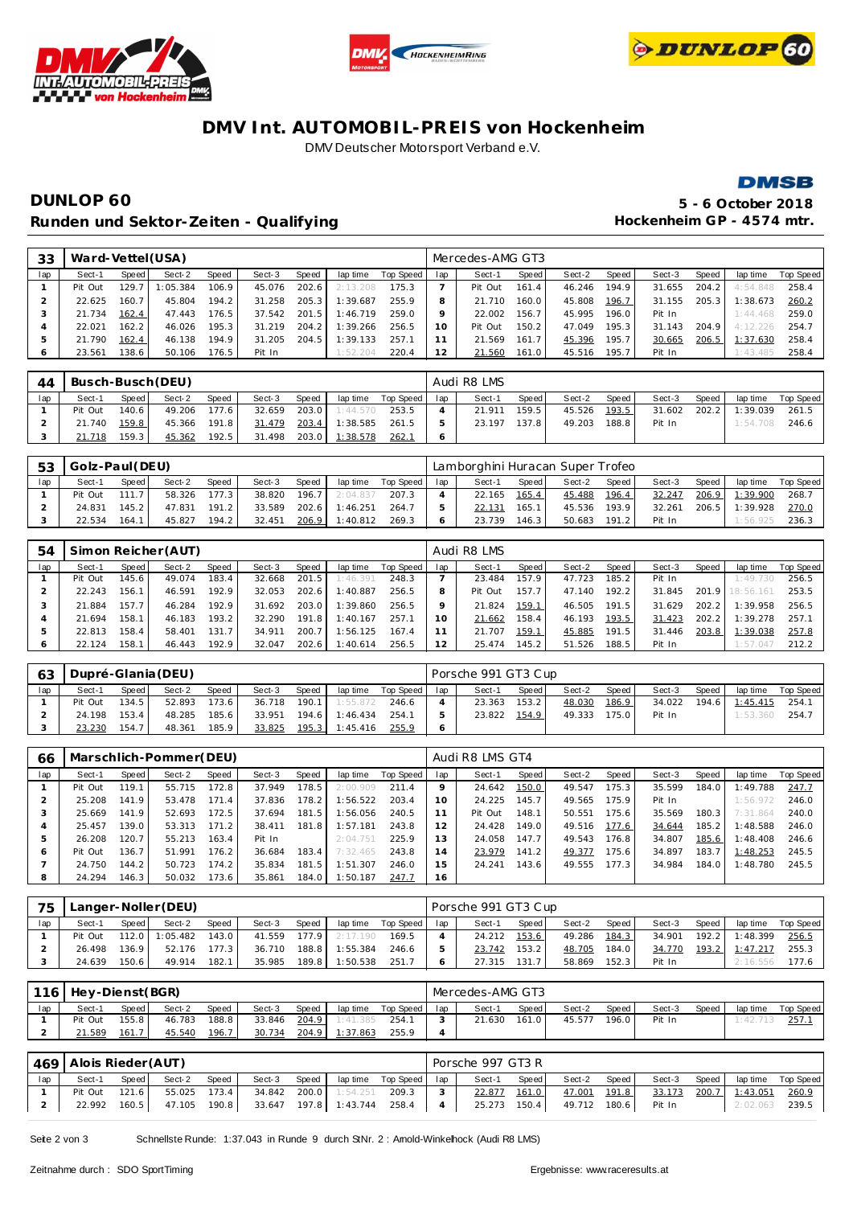# DMV Int. AUTOMOBIL-PREIS von Hockenheim

DMV Deutscher Motorsport Verband e.V.

## DUNLOP 60

**Runden und Sektor-Zeiten - Qualifying**

**5 - 6 October 2018**
**Hockenheim GP - 4574 mtr.**

### 33 Ward-Vettel(USA) — Mercedes-AMG GT3

| lap | Sect-1 | Speed | Sect-2 | Speed | Sect-3 | Speed | lap time | Top Speed | lap | Sect-1 | Speed | Sect-2 | Speed | Sect-3 | Speed | lap time | Top Speed |
|---|---|---|---|---|---|---|---|---|---|---|---|---|---|---|---|---|---|
| 1 | Pit Out | 129.7 | 1:05.384 | 106.9 | 45.076 | 202.6 | 2:13.208 | 175.3 | 7 | Pit Out | 161.4 | 46.246 | 194.9 | 31.655 | 204.2 | 4:54.848 | 258.4 |
| 2 | 22.625 | 160.7 | 45.804 | 194.2 | 31.258 | 205.3 | 1:39.687 | 255.9 | 8 | 21.710 | 160.0 | 45.808 | 196.7 | 31.155 | 205.3 | 1:38.673 | 260.2 |
| 3 | 21.734 | 162.4 | 47.443 | 176.5 | 37.542 | 201.5 | 1:46.719 | 259.0 | 9 | 22.002 | 156.7 | 45.995 | 196.0 | Pit In | | 1:44.468 | 259.0 |
| 4 | 22.021 | 162.2 | 46.026 | 195.3 | 31.219 | 204.2 | 1:39.266 | 256.5 | 10 | Pit Out | 150.2 | 47.049 | 195.3 | 31.143 | 204.9 | 4:12.226 | 254.7 |
| 5 | 21.790 | 162.4 | 46.138 | 194.9 | 31.205 | 204.5 | 1:39.133 | 257.1 | 11 | 21.569 | 161.7 | 45.396 | 195.7 | 30.665 | 206.5 | 1:37.630 | 258.4 |
| 6 | 23.561 | 138.6 | 50.106 | 176.5 | Pit In | | 1:52.204 | 220.4 | 12 | 21.560 | 161.0 | 45.516 | 195.7 | Pit In | | 1:43.485 | 258.4 |

### 44 Busch-Busch(DEU) — Audi R8 LMS

| lap | Sect-1 | Speed | Sect-2 | Speed | Sect-3 | Speed | lap time | Top Speed | lap | Sect-1 | Speed | Sect-2 | Speed | Sect-3 | Speed | lap time | Top Speed |
|---|---|---|---|---|---|---|---|---|---|---|---|---|---|---|---|---|---|
| 1 | Pit Out | 140.6 | 49.206 | 177.6 | 32.659 | 203.0 | 1:44.570 | 253.5 | 4 | 21.911 | 159.5 | 45.526 | 193.5 | 31.602 | 202.2 | 1:39.039 | 261.5 |
| 2 | 21.740 | 159.8 | 45.366 | 191.8 | 31.479 | 203.4 | 1:38.585 | 261.5 | 5 | 23.197 | 137.8 | 49.203 | 188.8 | Pit In | | 1:54.708 | 246.6 |
| 3 | 21.718 | 159.3 | 45.362 | 192.5 | 31.498 | 203.0 | 1:38.578 | 262.1 | 6 | | | | | | | | |

### 53 Golz-Paul(DEU) — Lamborghini Huracan Super Trofeo

| lap | Sect-1 | Speed | Sect-2 | Speed | Sect-3 | Speed | lap time | Top Speed | lap | Sect-1 | Speed | Sect-2 | Speed | Sect-3 | Speed | lap time | Top Speed |
|---|---|---|---|---|---|---|---|---|---|---|---|---|---|---|---|---|---|
| 1 | Pit Out | 111.7 | 58.326 | 177.3 | 38.820 | 196.7 | 2:04.837 | 207.3 | 4 | 22.165 | 165.4 | 45.488 | 196.4 | 32.247 | 206.9 | 1:39.900 | 268.7 |
| 2 | 24.831 | 145.2 | 47.831 | 191.2 | 33.589 | 202.6 | 1:46.251 | 264.7 | 5 | 22.131 | 165.1 | 45.536 | 193.9 | 32.261 | 206.5 | 1:39.928 | 270.0 |
| 3 | 22.534 | 164.1 | 45.827 | 194.2 | 32.451 | 206.9 | 1:40.812 | 269.3 | 6 | 23.739 | 146.3 | 50.683 | 191.2 | Pit In | | 1:56.925 | 236.3 |

### 54 Simon Reicher(AUT) — Audi R8 LMS

| lap | Sect-1 | Speed | Sect-2 | Speed | Sect-3 | Speed | lap time | Top Speed | lap | Sect-1 | Speed | Sect-2 | Speed | Sect-3 | Speed | lap time | Top Speed |
|---|---|---|---|---|---|---|---|---|---|---|---|---|---|---|---|---|---|
| 1 | Pit Out | 145.6 | 49.074 | 183.4 | 32.668 | 201.5 | 1:46.391 | 248.3 | 7 | 23.484 | 157.9 | 47.723 | 185.2 | Pit In | | 1:49.730 | 256.5 |
| 2 | 22.243 | 156.1 | 46.591 | 192.9 | 32.053 | 202.6 | 1:40.887 | 256.5 | 8 | Pit Out | 157.7 | 47.140 | 192.2 | 31.845 | 201.9 | 18:56.161 | 253.5 |
| 3 | 21.884 | 157.7 | 46.284 | 192.9 | 31.692 | 203.0 | 1:39.860 | 256.5 | 9 | 21.824 | 159.1 | 46.505 | 191.5 | 31.629 | 202.2 | 1:39.958 | 256.5 |
| 4 | 21.694 | 158.1 | 46.183 | 193.2 | 32.290 | 191.8 | 1:40.167 | 257.1 | 10 | 21.662 | 158.4 | 46.193 | 193.5 | 31.423 | 202.2 | 1:39.278 | 257.1 |
| 5 | 22.813 | 158.4 | 58.401 | 131.7 | 34.911 | 200.7 | 1:56.125 | 167.4 | 11 | 21.707 | 159.1 | 45.885 | 191.5 | 31.446 | 203.8 | 1:39.038 | 257.8 |
| 6 | 22.124 | 158.1 | 46.443 | 192.9 | 32.047 | 202.6 | 1:40.614 | 256.5 | 12 | 25.474 | 145.2 | 51.526 | 188.5 | Pit In | | 1:57.047 | 212.2 |

### 63 Dupré-Glania(DEU) — Porsche 991 GT3 Cup

| lap | Sect-1 | Speed | Sect-2 | Speed | Sect-3 | Speed | lap time | Top Speed | lap | Sect-1 | Speed | Sect-2 | Speed | Sect-3 | Speed | lap time | Top Speed |
|---|---|---|---|---|---|---|---|---|---|---|---|---|---|---|---|---|---|
| 1 | Pit Out | 134.5 | 52.893 | 173.6 | 36.718 | 190.1 | 1:55.872 | 246.6 | 4 | 23.363 | 153.2 | 48.030 | 186.9 | 34.022 | 194.6 | 1:45.415 | 254.1 |
| 2 | 24.198 | 153.4 | 48.285 | 185.6 | 33.951 | 194.6 | 1:46.434 | 254.1 | 5 | 23.822 | 154.9 | 49.333 | 175.0 | Pit In | | 1:53.360 | 254.7 |
| 3 | 23.230 | 154.7 | 48.361 | 185.9 | 33.825 | 195.3 | 1:45.416 | 255.9 | 6 | | | | | | | | |

### 66 Marschlich-Pommer(DEU) — Audi R8 LMS GT4

| lap | Sect-1 | Speed | Sect-2 | Speed | Sect-3 | Speed | lap time | Top Speed | lap | Sect-1 | Speed | Sect-2 | Speed | Sect-3 | Speed | lap time | Top Speed |
|---|---|---|---|---|---|---|---|---|---|---|---|---|---|---|---|---|---|
| 1 | Pit Out | 119.1 | 55.715 | 172.8 | 37.949 | 178.5 | 2:00.909 | 211.4 | 9 | 24.642 | 150.0 | 49.547 | 175.3 | 35.599 | 184.0 | 1:49.788 | 247.7 |
| 2 | 25.208 | 141.9 | 53.478 | 171.4 | 37.836 | 178.2 | 1:56.522 | 203.4 | 10 | 24.225 | 145.7 | 49.565 | 175.9 | Pit In | | 1:56.972 | 246.0 |
| 3 | 25.669 | 141.9 | 52.693 | 172.5 | 37.694 | 181.5 | 1:56.056 | 240.5 | 11 | Pit Out | 148.1 | 50.551 | 175.6 | 35.569 | 180.3 | 7:31.864 | 240.0 |
| 4 | 25.457 | 139.0 | 53.313 | 171.2 | 38.411 | 181.8 | 1:57.181 | 243.8 | 12 | 24.428 | 149.0 | 49.516 | 177.6 | 34.644 | 185.2 | 1:48.588 | 246.0 |
| 5 | 26.208 | 120.7 | 55.213 | 163.4 | Pit In | | 2:04.751 | 225.9 | 13 | 24.058 | 147.7 | 49.543 | 176.8 | 34.807 | 185.6 | 1:48.408 | 246.6 |
| 6 | Pit Out | 136.7 | 51.991 | 176.2 | 36.684 | 183.4 | 7:32.465 | 243.8 | 14 | 23.979 | 141.2 | 49.377 | 175.6 | 34.897 | 183.7 | 1:48.253 | 245.5 |
| 7 | 24.750 | 144.2 | 50.723 | 174.2 | 35.834 | 181.5 | 1:51.307 | 246.0 | 15 | 24.241 | 143.6 | 49.555 | 177.3 | 34.984 | 184.0 | 1:48.780 | 245.5 |
| 8 | 24.294 | 146.3 | 50.032 | 173.6 | 35.861 | 184.0 | 1:50.187 | 247.7 | 16 | | | | | | | | |

### 75 Langer-Noller(DEU) — Porsche 991 GT3 Cup

| lap | Sect-1 | Speed | Sect-2 | Speed | Sect-3 | Speed | lap time | Top Speed | lap | Sect-1 | Speed | Sect-2 | Speed | Sect-3 | Speed | lap time | Top Speed |
|---|---|---|---|---|---|---|---|---|---|---|---|---|---|---|---|---|---|
| 1 | Pit Out | 112.0 | 1:05.482 | 143.0 | 41.559 | 177.9 | 2:17.190 | 169.5 | 4 | 24.212 | 153.6 | 49.286 | 184.3 | 34.901 | 192.2 | 1:48.399 | 256.5 |
| 2 | 26.498 | 136.9 | 52.176 | 177.3 | 36.710 | 188.8 | 1:55.384 | 246.6 | 5 | 23.742 | 153.2 | 48.705 | 184.0 | 34.770 | 193.2 | 1:47.217 | 255.3 |
| 3 | 24.639 | 150.6 | 49.914 | 182.1 | 35.985 | 189.8 | 1:50.538 | 251.7 | 6 | 27.315 | 131.7 | 58.869 | 152.3 | Pit In | | 2:16.556 | 177.6 |

### 116 Hey-Dienst(BGR) — Mercedes-AMG GT3

| lap | Sect-1 | Speed | Sect-2 | Speed | Sect-3 | Speed | lap time | Top Speed | lap | Sect-1 | Speed | Sect-2 | Speed | Sect-3 | Speed | lap time | Top Speed |
|---|---|---|---|---|---|---|---|---|---|---|---|---|---|---|---|---|---|
| 1 | Pit Out | 155.8 | 46.783 | 188.8 | 33.846 | 204.9 | 1:41.385 | 254.1 | 3 | 21.630 | 161.0 | 45.577 | 196.0 | Pit In | | 1:42.713 | 257.1 |
| 2 | 21.589 | 161.7 | 45.540 | 196.7 | 30.734 | 204.9 | 1:37.863 | 255.9 | 4 | | | | | | | | |

### 469 Alois Rieder(AUT) — Porsche 997 GT3 R

| lap | Sect-1 | Speed | Sect-2 | Speed | Sect-3 | Speed | lap time | Top Speed | lap | Sect-1 | Speed | Sect-2 | Speed | Sect-3 | Speed | lap time | Top Speed |
|---|---|---|---|---|---|---|---|---|---|---|---|---|---|---|---|---|---|
| 1 | Pit Out | 121.6 | 55.025 | 173.4 | 34.842 | 200.0 | 1:54.251 | 209.3 | 3 | 22.877 | 161.0 | 47.001 | 191.8 | 33.173 | 200.7 | 1:43.051 | 260.9 |
| 2 | 22.992 | 160.5 | 47.105 | 190.8 | 33.647 | 197.8 | 1:43.744 | 258.4 | 4 | 25.273 | 150.4 | 49.712 | 180.6 | Pit In | | 2:02.063 | 239.5 |

Schnellste Runde: 1:37.043 in Runde 9 durch StNr. 2 : Arnold-Winkelhock (Audi R8 LMS)

Zeitnahme durch : SDO SportTiming

Ergebnisse: www.raceresults.at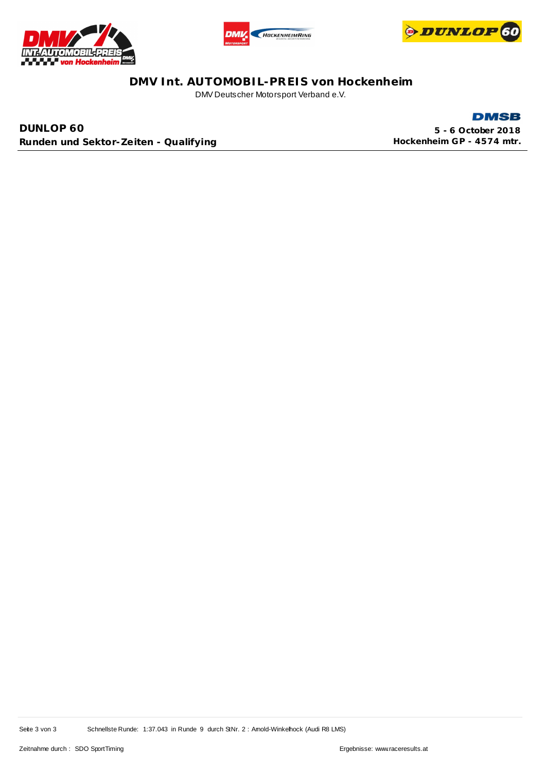# DMV Int. AUTOMOBIL-PREIS von Hockenheim

DMV Deutscher Motorsport Verband e.V.

**DUNLOP 60**

**Runden und Sektor-Zeiten - Qualifying**

**5 - 6 October 2018**

**Hockenheim GP - 4574 mtr.**

Schnellste Runde: 1:37.043 in Runde 9 durch StNr. 2 : Arnold-Winkelhock (Audi R8 LMS)

Zeitnahme durch : SDO SportTiming

Ergebnisse: www.raceresults.at